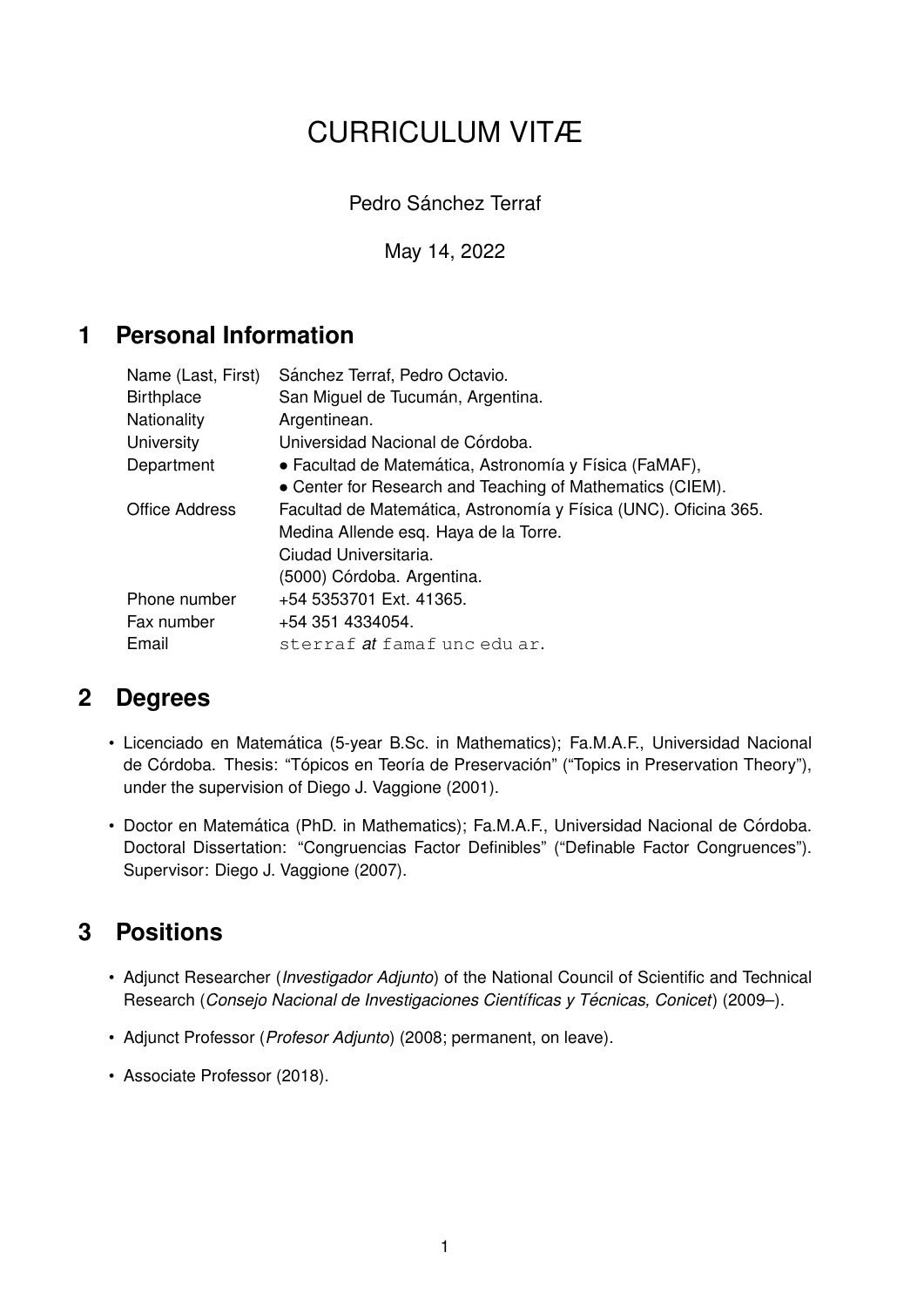# CURRICULUM VITÆ

Pedro Sánchez Terraf

May 14, 2022

## 1 Personal Information

| | |
|---|---|
| Name (Last, First) | Sánchez Terraf, Pedro Octavio. |
| Birthplace | San Miguel de Tucumán, Argentina. |
| Nationality | Argentinean. |
| University | Universidad Nacional de Córdoba. |
| Department | • Facultad de Matemática, Astronomía y Física (FaMAF), • Center for Research and Teaching of Mathematics (CIEM). |
| Office Address | Facultad de Matemática, Astronomía y Física (UNC). Oficina 365. Medina Allende esq. Haya de la Torre. Ciudad Universitaria. (5000) Córdoba. Argentina. |
| Phone number | +54 5353701 Ext. 41365. |
| Fax number | +54 351 4334054. |
| Email | `sterraf` *at* `famaf unc edu ar`. |

## 2 Degrees

- Licenciado en Matemática (5-year B.Sc. in Mathematics); Fa.M.A.F., Universidad Nacional de Córdoba. Thesis: "Tópicos en Teoría de Preservación" ("Topics in Preservation Theory"), under the supervision of Diego J. Vaggione (2001).
- Doctor en Matemática (PhD. in Mathematics); Fa.M.A.F., Universidad Nacional de Córdoba. Doctoral Dissertation: "Congruencias Factor Definibles" ("Definable Factor Congruences"). Supervisor: Diego J. Vaggione (2007).

## 3 Positions

- Adjunct Researcher (*Investigador Adjunto*) of the National Council of Scientific and Technical Research (*Consejo Nacional de Investigaciones Científicas y Técnicas, Conicet*) (2009–).
- Adjunct Professor (*Profesor Adjunto*) (2008; permanent, on leave).
- Associate Professor (2018).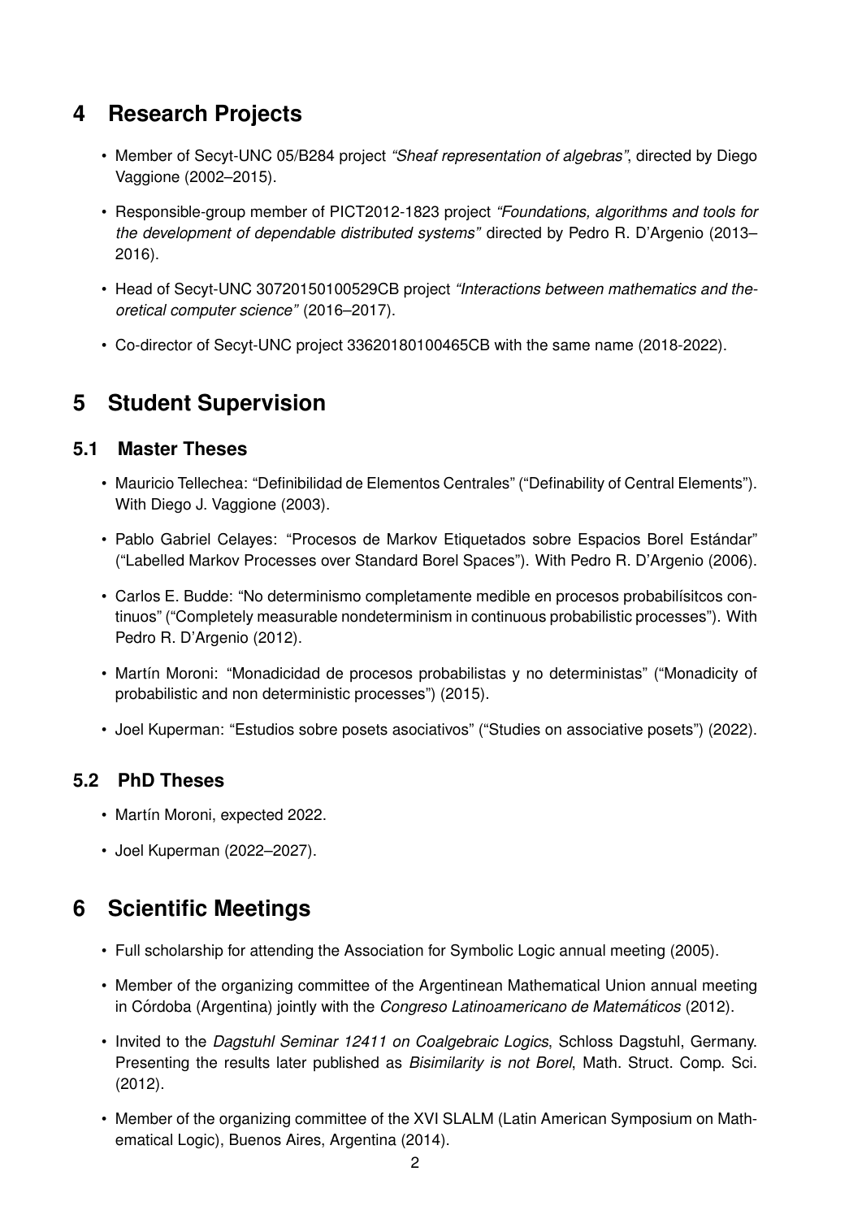## 4 Research Projects

- Member of Secyt-UNC 05/B284 project *"Sheaf representation of algebras"*, directed by Diego Vaggione (2002–2015).
- Responsible-group member of PICT2012-1823 project *"Foundations, algorithms and tools for the development of dependable distributed systems"* directed by Pedro R. D'Argenio (2013–2016).
- Head of Secyt-UNC 30720150100529CB project *"Interactions between mathematics and theoretical computer science"* (2016–2017).
- Co-director of Secyt-UNC project 33620180100465CB with the same name (2018-2022).

## 5 Student Supervision

### 5.1 Master Theses

- Mauricio Tellechea: "Definibilidad de Elementos Centrales" ("Definability of Central Elements"). With Diego J. Vaggione (2003).
- Pablo Gabriel Celayes: "Procesos de Markov Etiquetados sobre Espacios Borel Estándar" ("Labelled Markov Processes over Standard Borel Spaces"). With Pedro R. D'Argenio (2006).
- Carlos E. Budde: "No determinismo completamente medible en procesos probabilísitcos continuos" ("Completely measurable nondeterminism in continuous probabilistic processes"). With Pedro R. D'Argenio (2012).
- Martín Moroni: "Monadicidad de procesos probabilistas y no deterministas" ("Monadicity of probabilistic and non deterministic processes") (2015).
- Joel Kuperman: "Estudios sobre posets asociativos" ("Studies on associative posets") (2022).

### 5.2 PhD Theses

- Martín Moroni, expected 2022.
- Joel Kuperman (2022–2027).

## 6 Scientific Meetings

- Full scholarship for attending the Association for Symbolic Logic annual meeting (2005).
- Member of the organizing committee of the Argentinean Mathematical Union annual meeting in Córdoba (Argentina) jointly with the *Congreso Latinoamericano de Matemáticos* (2012).
- Invited to the *Dagstuhl Seminar 12411 on Coalgebraic Logics*, Schloss Dagstuhl, Germany. Presenting the results later published as *Bisimilarity is not Borel*, Math. Struct. Comp. Sci. (2012).
- Member of the organizing committee of the XVI SLALM (Latin American Symposium on Mathematical Logic), Buenos Aires, Argentina (2014).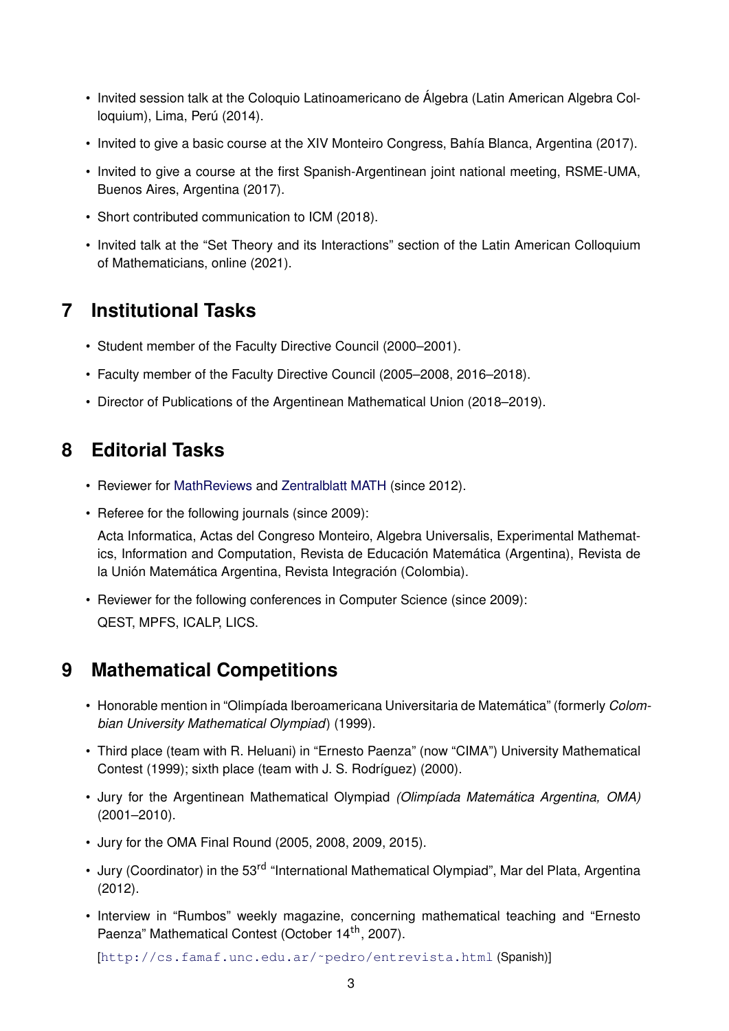- Invited session talk at the Coloquio Latinoamericano de Álgebra (Latin American Algebra Colloquium), Lima, Perú (2014).
- Invited to give a basic course at the XIV Monteiro Congress, Bahía Blanca, Argentina (2017).
- Invited to give a course at the first Spanish-Argentinean joint national meeting, RSME-UMA, Buenos Aires, Argentina (2017).
- Short contributed communication to ICM (2018).
- Invited talk at the "Set Theory and its Interactions" section of the Latin American Colloquium of Mathematicians, online (2021).

## 7 Institutional Tasks

- Student member of the Faculty Directive Council (2000–2001).
- Faculty member of the Faculty Directive Council (2005–2008, 2016–2018).
- Director of Publications of the Argentinean Mathematical Union (2018–2019).

## 8 Editorial Tasks

- Reviewer for MathReviews and Zentralblatt MATH (since 2012).
- Referee for the following journals (since 2009):

  Acta Informatica, Actas del Congreso Monteiro, Algebra Universalis, Experimental Mathematics, Information and Computation, Revista de Educación Matemática (Argentina), Revista de la Unión Matemática Argentina, Revista Integración (Colombia).
- Reviewer for the following conferences in Computer Science (since 2009):

  QEST, MPFS, ICALP, LICS.

## 9 Mathematical Competitions

- Honorable mention in "Olimpíada Iberoamericana Universitaria de Matemática" (formerly *Colombian University Mathematical Olympiad*) (1999).
- Third place (team with R. Heluani) in "Ernesto Paenza" (now "CIMA") University Mathematical Contest (1999); sixth place (team with J. S. Rodríguez) (2000).
- Jury for the Argentinean Mathematical Olympiad *(Olimpíada Matemática Argentina, OMA)* (2001–2010).
- Jury for the OMA Final Round (2005, 2008, 2009, 2015).
- Jury (Coordinator) in the 53rd "International Mathematical Olympiad", Mar del Plata, Argentina (2012).
- Interview in "Rumbos" weekly magazine, concerning mathematical teaching and "Ernesto Paenza" Mathematical Contest (October 14th, 2007).

  [http://cs.famaf.unc.edu.ar/~pedro/entrevista.html (Spanish)]